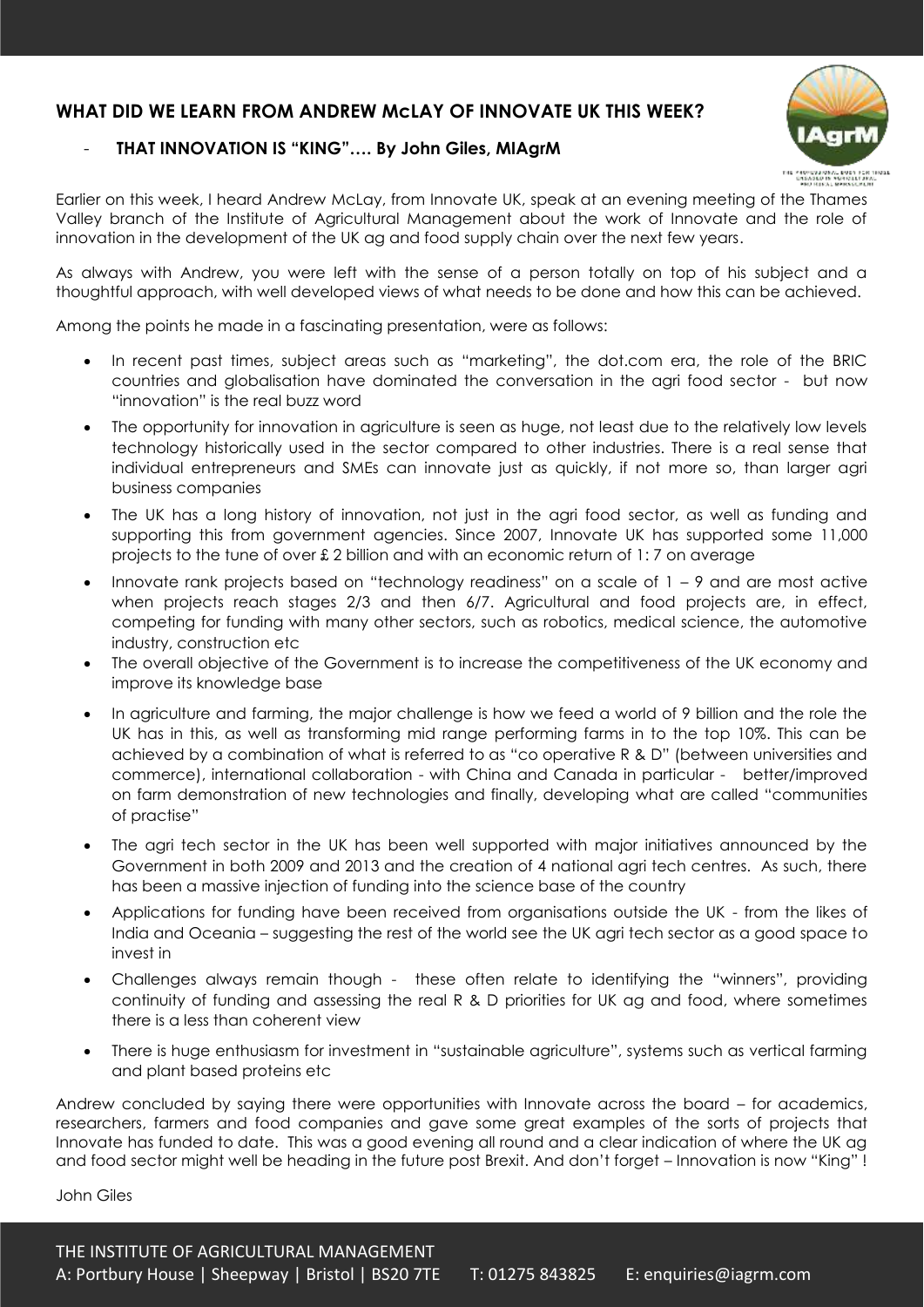## WHAT DID WE LEARN FROM ANDREW McLAY OF INNOVATE UK THIS WEEK?

- **THAT INNOVATION IS "KING"…. By John Giles, MIAgrM**

Earlier on this week, I heard Andrew McLay, from Innovate UK, speak at an evening meeting of the Thames Valley branch of the Institute of Agricultural Management about the work of Innovate and the role of innovation in the development of the UK ag and food supply chain over the next few years.

As always with Andrew, you were left with the sense of a person totally on top of his subject and a thoughtful approach, with well developed views of what needs to be done and how this can be achieved.

Among the points he made in a fascinating presentation, were as follows:

- In recent past times, subject areas such as "marketing", the dot.com era, the role of the BRIC countries and globalisation have dominated the conversation in the agri food sector - but now "innovation" is the real buzz word
- The opportunity for innovation in agriculture is seen as huge, not least due to the relatively low levels technology historically used in the sector compared to other industries. There is a real sense that individual entrepreneurs and SMEs can innovate just as quickly, if not more so, than larger agri business companies
- The UK has a long history of innovation, not just in the agri food sector, as well as funding and supporting this from government agencies. Since 2007, Innovate UK has supported some 11,000 projects to the tune of over £ 2 billion and with an economic return of 1: 7 on average
- Innovate rank projects based on "technology readiness" on a scale of 1 – 9 and are most active when projects reach stages 2/3 and then 6/7. Agricultural and food projects are, in effect, competing for funding with many other sectors, such as robotics, medical science, the automotive industry, construction etc
- The overall objective of the Government is to increase the competitiveness of the UK economy and improve its knowledge base
- In agriculture and farming, the major challenge is how we feed a world of 9 billion and the role the UK has in this, as well as transforming mid range performing farms in to the top 10%. This can be achieved by a combination of what is referred to as "co operative R & D" (between universities and commerce), international collaboration - with China and Canada in particular - better/improved on farm demonstration of new technologies and finally, developing what are called "communities of practise"
- The agri tech sector in the UK has been well supported with major initiatives announced by the Government in both 2009 and 2013 and the creation of 4 national agri tech centres. As such, there has been a massive injection of funding into the science base of the country
- Applications for funding have been received from organisations outside the UK - from the likes of India and Oceania – suggesting the rest of the world see the UK agri tech sector as a good space to invest in
- Challenges always remain though - these often relate to identifying the "winners", providing continuity of funding and assessing the real R & D priorities for UK ag and food, where sometimes there is a less than coherent view
- There is huge enthusiasm for investment in "sustainable agriculture", systems such as vertical farming and plant based proteins etc

Andrew concluded by saying there were opportunities with Innovate across the board – for academics, researchers, farmers and food companies and gave some great examples of the sorts of projects that Innovate has funded to date. This was a good evening all round and a clear indication of where the UK ag and food sector might well be heading in the future post Brexit. And don't forget – Innovation is now "King" !

John Giles